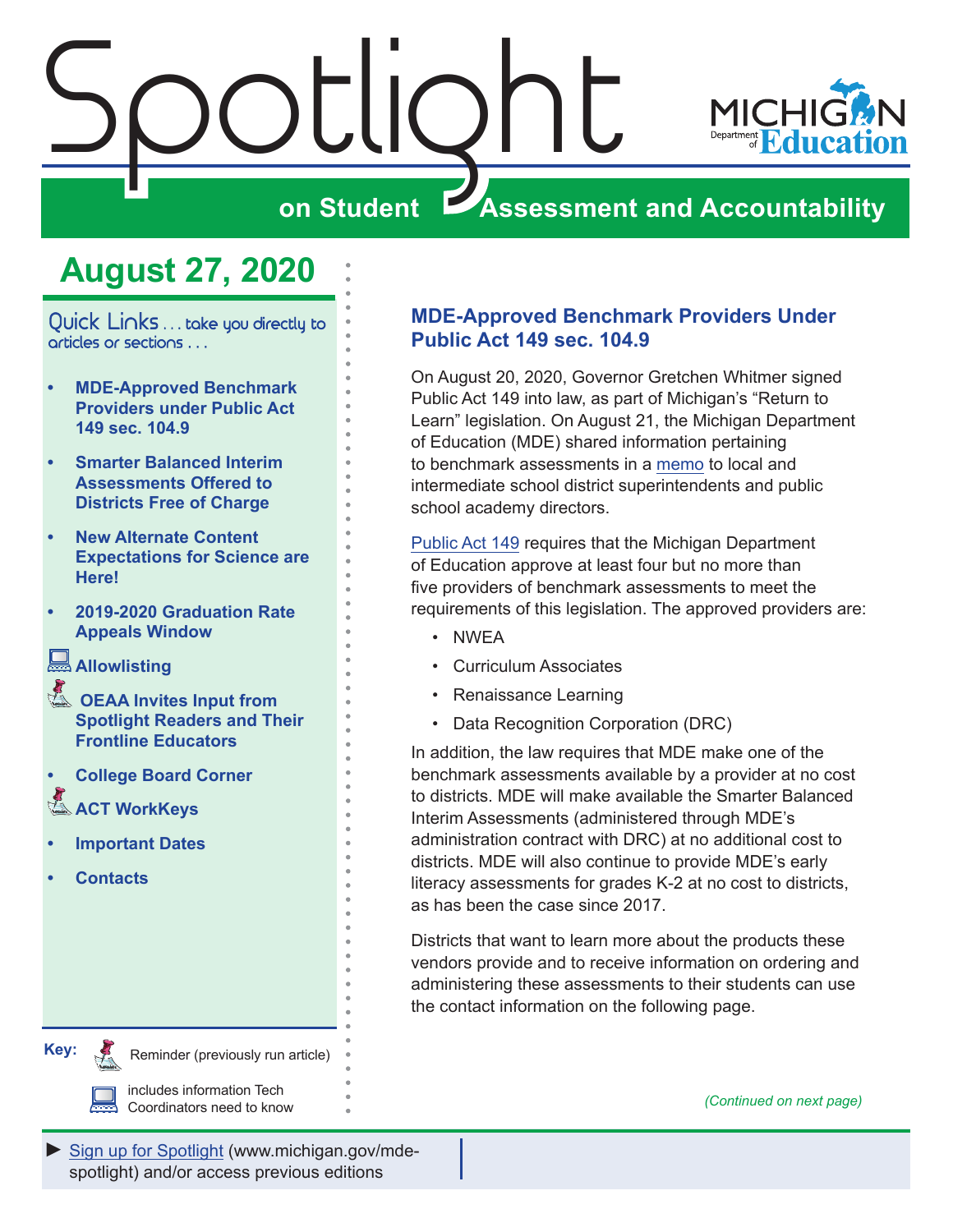# Spotlight on Student Assessment and Accountability

## August 27, 2020

Quick Links . . . take you directly to articles or sections . . .

- MDE-Approved Benchmark Providers under Public Act 149 sec. 104.9
- Smarter Balanced Interim Assessments Offered to Districts Free of Charge
- New Alternate Content Expectations for Science are Here!
- 2019-2020 Graduation Rate Appeals Window
- Allowlisting
- OEAA Invites Input from Spotlight Readers and Their Frontline Educators
- College Board Corner
- ACT WorkKeys
- Important Dates
- Contacts

**Key:** Reminder (previously run article); includes information Tech Coordinators need to know

## MDE-Approved Benchmark Providers Under Public Act 149 sec. 104.9

On August 20, 2020, Governor Gretchen Whitmer signed Public Act 149 into law, as part of Michigan's "Return to Learn" legislation. On August 21, the Michigan Department of Education (MDE) shared information pertaining to benchmark assessments in a memo to local and intermediate school district superintendents and public school academy directors.

Public Act 149 requires that the Michigan Department of Education approve at least four but no more than five providers of benchmark assessments to meet the requirements of this legislation. The approved providers are:

- NWEA
- Curriculum Associates
- Renaissance Learning
- Data Recognition Corporation (DRC)

In addition, the law requires that MDE make one of the benchmark assessments available by a provider at no cost to districts. MDE will make available the Smarter Balanced Interim Assessments (administered through MDE's administration contract with DRC) at no additional cost to districts. MDE will also continue to provide MDE's early literacy assessments for grades K-2 at no cost to districts, as has been the case since 2017.

Districts that want to learn more about the products these vendors provide and to receive information on ordering and administering these assessments to their students can use the contact information on the following page.

*(Continued on next page)*

► Sign up for Spotlight (www.michigan.gov/mde-spotlight) and/or access previous editions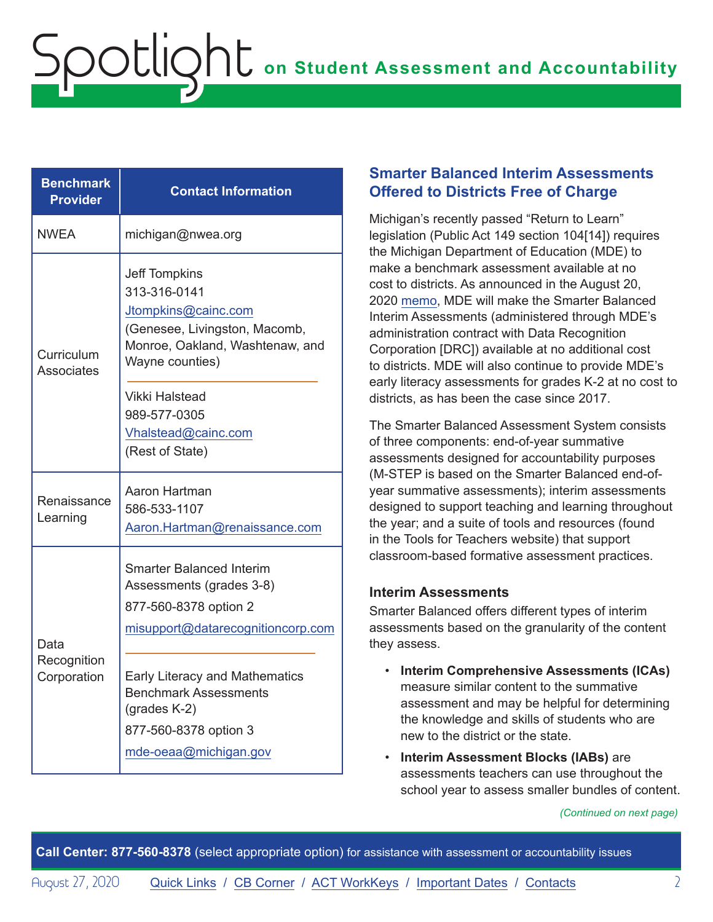| Benchmark Provider | Contact Information |
|---|---|
| NWEA | michigan@nwea.org |
| Curriculum Associates | Jeff Tompkins<br>313-316-0141<br>Jtompkins@cainc.com<br>(Genesee, Livingston, Macomb, Monroe, Oakland, Washtenaw, and Wayne counties)<br><br>Vikki Halstead<br>989-577-0305<br>Vhalstead@cainc.com<br>(Rest of State) |
| Renaissance Learning | Aaron Hartman<br>586-533-1107<br>Aaron.Hartman@renaissance.com |
| Data Recognition Corporation | Smarter Balanced Interim Assessments (grades 3-8)<br>877-560-8378 option 2<br>misupport@datarecognitioncorp.com<br><br>Early Literacy and Mathematics Benchmark Assessments (grades K-2)<br>877-560-8378 option 3<br>mde-oeaa@michigan.gov |

## Smarter Balanced Interim Assessments Offered to Districts Free of Charge

Michigan's recently passed "Return to Learn" legislation (Public Act 149 section 104[14]) requires the Michigan Department of Education (MDE) to make a benchmark assessment available at no cost to districts. As announced in the August 20, 2020 memo, MDE will make the Smarter Balanced Interim Assessments (administered through MDE's administration contract with Data Recognition Corporation [DRC]) available at no additional cost to districts. MDE will also continue to provide MDE's early literacy assessments for grades K-2 at no cost to districts, as has been the case since 2017.

The Smarter Balanced Assessment System consists of three components: end-of-year summative assessments designed for accountability purposes (M-STEP is based on the Smarter Balanced end-of-year summative assessments); interim assessments designed to support teaching and learning throughout the year; and a suite of tools and resources (found in the Tools for Teachers website) that support classroom-based formative assessment practices.

### Interim Assessments

Smarter Balanced offers different types of interim assessments based on the granularity of the content they assess.

- **Interim Comprehensive Assessments (ICAs)** measure similar content to the summative assessment and may be helpful for determining the knowledge and skills of students who are new to the district or the state.
- **Interim Assessment Blocks (IABs)** are assessments teachers can use throughout the school year to assess smaller bundles of content.

*(Continued on next page)*

**Call Center: 877-560-8378** (select appropriate option) for assistance with assessment or accountability issues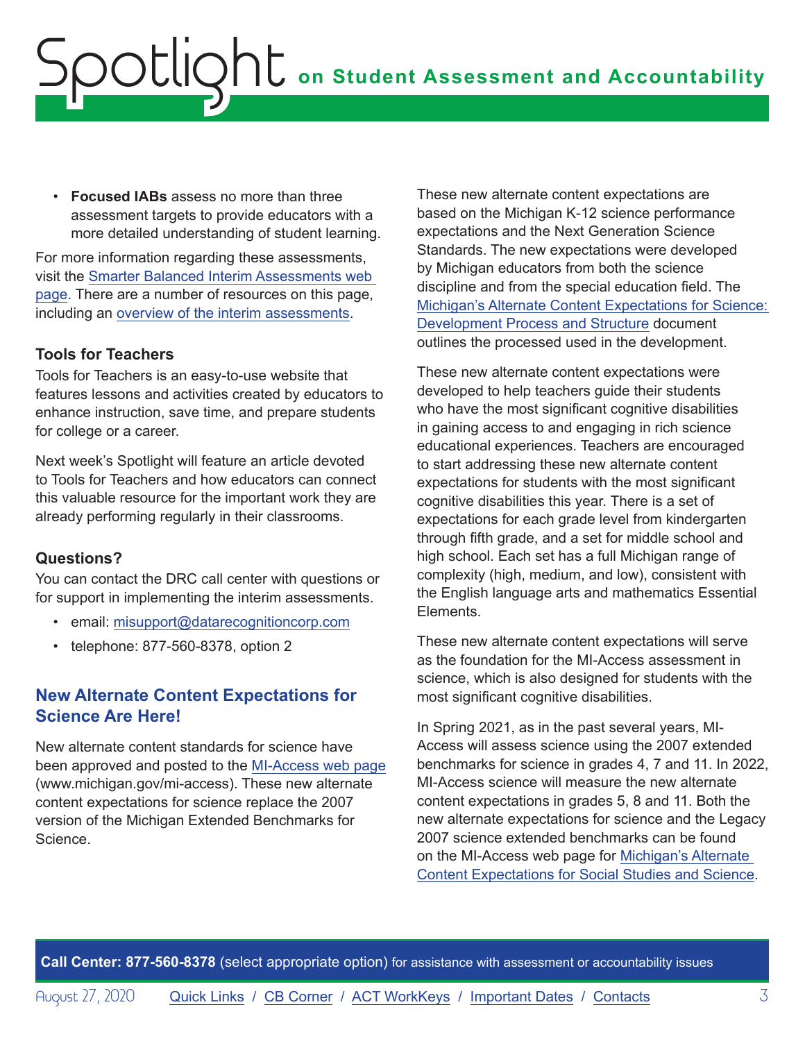- **Focused IABs** assess no more than three assessment targets to provide educators with a more detailed understanding of student learning.

For more information regarding these assessments, visit the Smarter Balanced Interim Assessments web page. There are a number of resources on this page, including an overview of the interim assessments.

### Tools for Teachers

Tools for Teachers is an easy-to-use website that features lessons and activities created by educators to enhance instruction, save time, and prepare students for college or a career.

Next week's Spotlight will feature an article devoted to Tools for Teachers and how educators can connect this valuable resource for the important work they are already performing regularly in their classrooms.

### Questions?

You can contact the DRC call center with questions or for support in implementing the interim assessments.

- email: misupport@datarecognitioncorp.com
- telephone: 877-560-8378, option 2

## New Alternate Content Expectations for Science Are Here!

New alternate content standards for science have been approved and posted to the MI-Access web page (www.michigan.gov/mi-access). These new alternate content expectations for science replace the 2007 version of the Michigan Extended Benchmarks for Science.

These new alternate content expectations are based on the Michigan K-12 science performance expectations and the Next Generation Science Standards. The new expectations were developed by Michigan educators from both the science discipline and from the special education field. The Michigan's Alternate Content Expectations for Science: Development Process and Structure document outlines the processed used in the development.

These new alternate content expectations were developed to help teachers guide their students who have the most significant cognitive disabilities in gaining access to and engaging in rich science educational experiences. Teachers are encouraged to start addressing these new alternate content expectations for students with the most significant cognitive disabilities this year. There is a set of expectations for each grade level from kindergarten through fifth grade, and a set for middle school and high school. Each set has a full Michigan range of complexity (high, medium, and low), consistent with the English language arts and mathematics Essential Elements.

These new alternate content expectations will serve as the foundation for the MI-Access assessment in science, which is also designed for students with the most significant cognitive disabilities.

In Spring 2021, as in the past several years, MI-Access will assess science using the 2007 extended benchmarks for science in grades 4, 7 and 11. In 2022, MI-Access science will measure the new alternate content expectations in grades 5, 8 and 11. Both the new alternate expectations for science and the Legacy 2007 science extended benchmarks can be found on the MI-Access web page for Michigan's Alternate Content Expectations for Social Studies and Science.

**Call Center: 877-560-8378** (select appropriate option) for assistance with assessment or accountability issues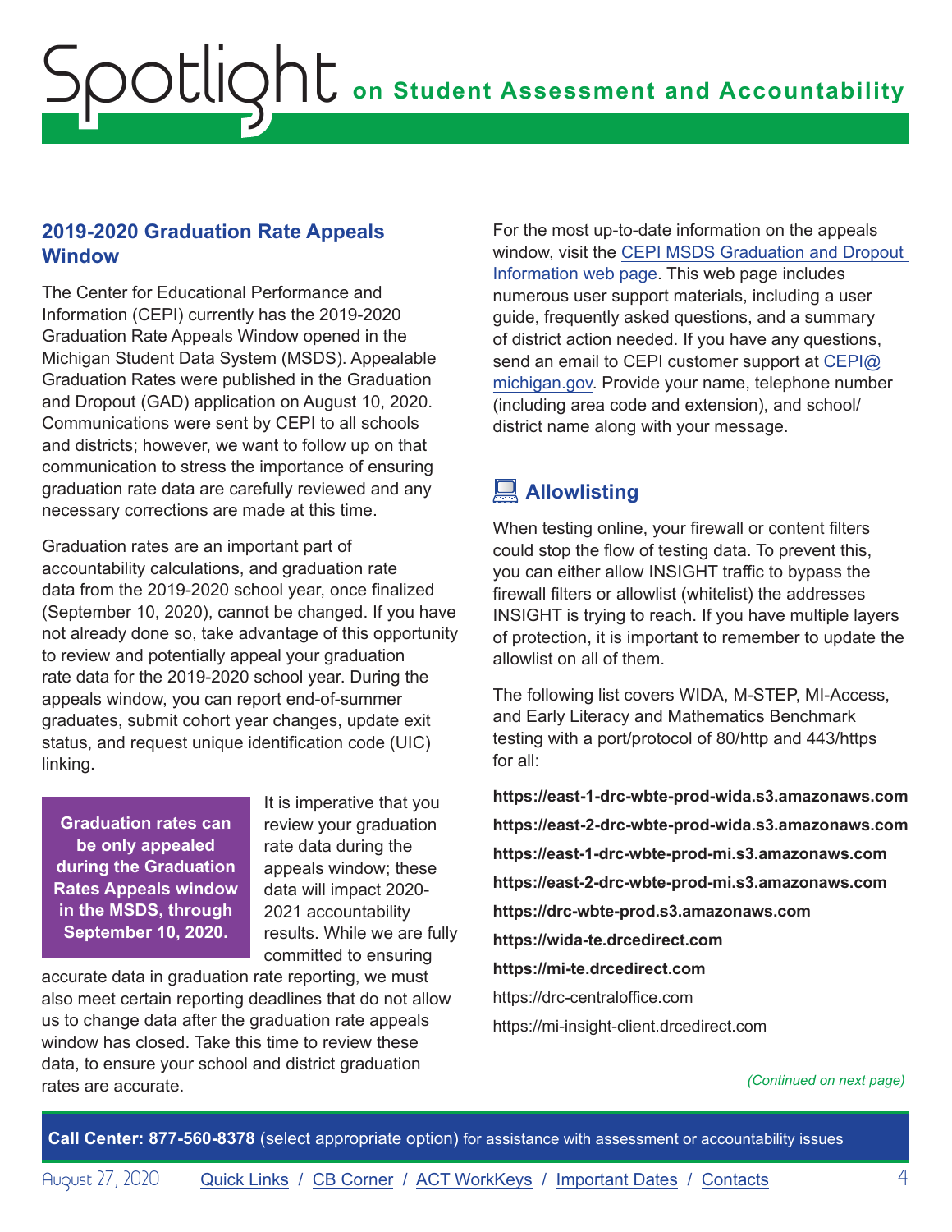## 2019-2020 Graduation Rate Appeals Window

The Center for Educational Performance and Information (CEPI) currently has the 2019-2020 Graduation Rate Appeals Window opened in the Michigan Student Data System (MSDS). Appealable Graduation Rates were published in the Graduation and Dropout (GAD) application on August 10, 2020. Communications were sent by CEPI to all schools and districts; however, we want to follow up on that communication to stress the importance of ensuring graduation rate data are carefully reviewed and any necessary corrections are made at this time.

Graduation rates are an important part of accountability calculations, and graduation rate data from the 2019-2020 school year, once finalized (September 10, 2020), cannot be changed. If you have not already done so, take advantage of this opportunity to review and potentially appeal your graduation rate data for the 2019-2020 school year. During the appeals window, you can report end-of-summer graduates, submit cohort year changes, update exit status, and request unique identification code (UIC) linking.

**Graduation rates can be only appealed during the Graduation Rates Appeals window in the MSDS, through September 10, 2020.**

It is imperative that you review your graduation rate data during the appeals window; these data will impact 2020-2021 accountability results. While we are fully committed to ensuring accurate data in graduation rate reporting, we must also meet certain reporting deadlines that do not allow us to change data after the graduation rate appeals window has closed. Take this time to review these data, to ensure your school and district graduation rates are accurate.

For the most up-to-date information on the appeals window, visit the [CEPI MSDS Graduation and Dropout Information web page](). This web page includes numerous user support materials, including a user guide, frequently asked questions, and a summary of district action needed. If you have any questions, send an email to CEPI customer support at [CEPI@michigan.gov](). Provide your name, telephone number (including area code and extension), and school/district name along with your message.

## Allowlisting

When testing online, your firewall or content filters could stop the flow of testing data. To prevent this, you can either allow INSIGHT traffic to bypass the firewall filters or allowlist (whitelist) the addresses INSIGHT is trying to reach. If you have multiple layers of protection, it is important to remember to update the allowlist on all of them.

The following list covers WIDA, M-STEP, MI-Access, and Early Literacy and Mathematics Benchmark testing with a port/protocol of 80/http and 443/https for all:

**https://east-1-drc-wbte-prod-wida.s3.amazonaws.com**

**https://east-2-drc-wbte-prod-wida.s3.amazonaws.com**

**https://east-1-drc-wbte-prod-mi.s3.amazonaws.com**

**https://east-2-drc-wbte-prod-mi.s3.amazonaws.com**

**https://drc-wbte-prod.s3.amazonaws.com**

**https://wida-te.drcedirect.com**

**https://mi-te.drcedirect.com**

https://drc-centraloffice.com

https://mi-insight-client.drcedirect.com

*(Continued on next page)*

**Call Center: 877-560-8378** (select appropriate option) for assistance with assessment or accountability issues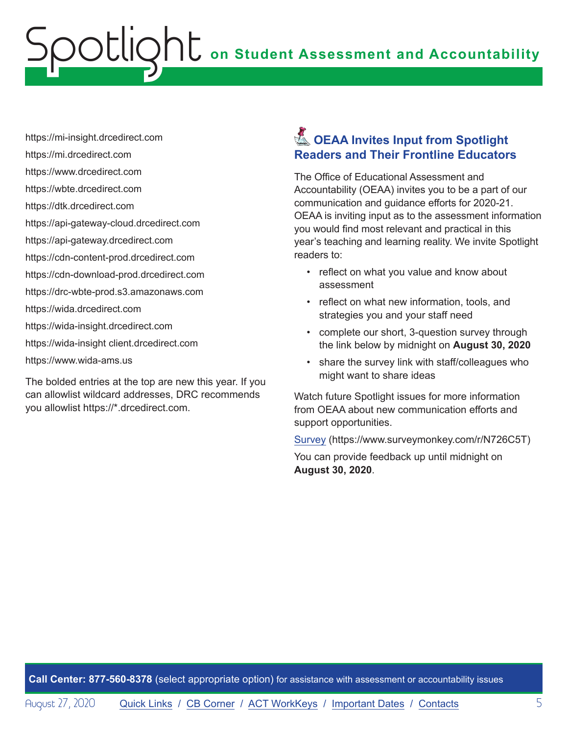https://mi-insight.drcedirect.com
https://mi.drcedirect.com
https://www.drcedirect.com
https://wbte.drcedirect.com
https://dtk.drcedirect.com
https://api-gateway-cloud.drcedirect.com
https://api-gateway.drcedirect.com
https://cdn-content-prod.drcedirect.com
https://cdn-download-prod.drcedirect.com
https://drc-wbte-prod.s3.amazonaws.com
https://wida.drcedirect.com
https://wida-insight.drcedirect.com
https://wida-insight client.drcedirect.com
https://www.wida-ams.us

The bolded entries at the top are new this year. If you can allowlist wildcard addresses, DRC recommends you allowlist https://*.drcedirect.com.

## OEAA Invites Input from Spotlight Readers and Their Frontline Educators

The Office of Educational Assessment and Accountability (OEAA) invites you to be a part of our communication and guidance efforts for 2020-21. OEAA is inviting input as to the assessment information you would find most relevant and practical in this year's teaching and learning reality. We invite Spotlight readers to:

- reflect on what you value and know about assessment
- reflect on what new information, tools, and strategies you and your staff need
- complete our short, 3-question survey through the link below by midnight on **August 30, 2020**
- share the survey link with staff/colleagues who might want to share ideas

Watch future Spotlight issues for more information from OEAA about new communication efforts and support opportunities.

Survey (https://www.surveymonkey.com/r/N726C5T)

You can provide feedback up until midnight on **August 30, 2020**.

**Call Center: 877-560-8378** (select appropriate option) for assistance with assessment or accountability issues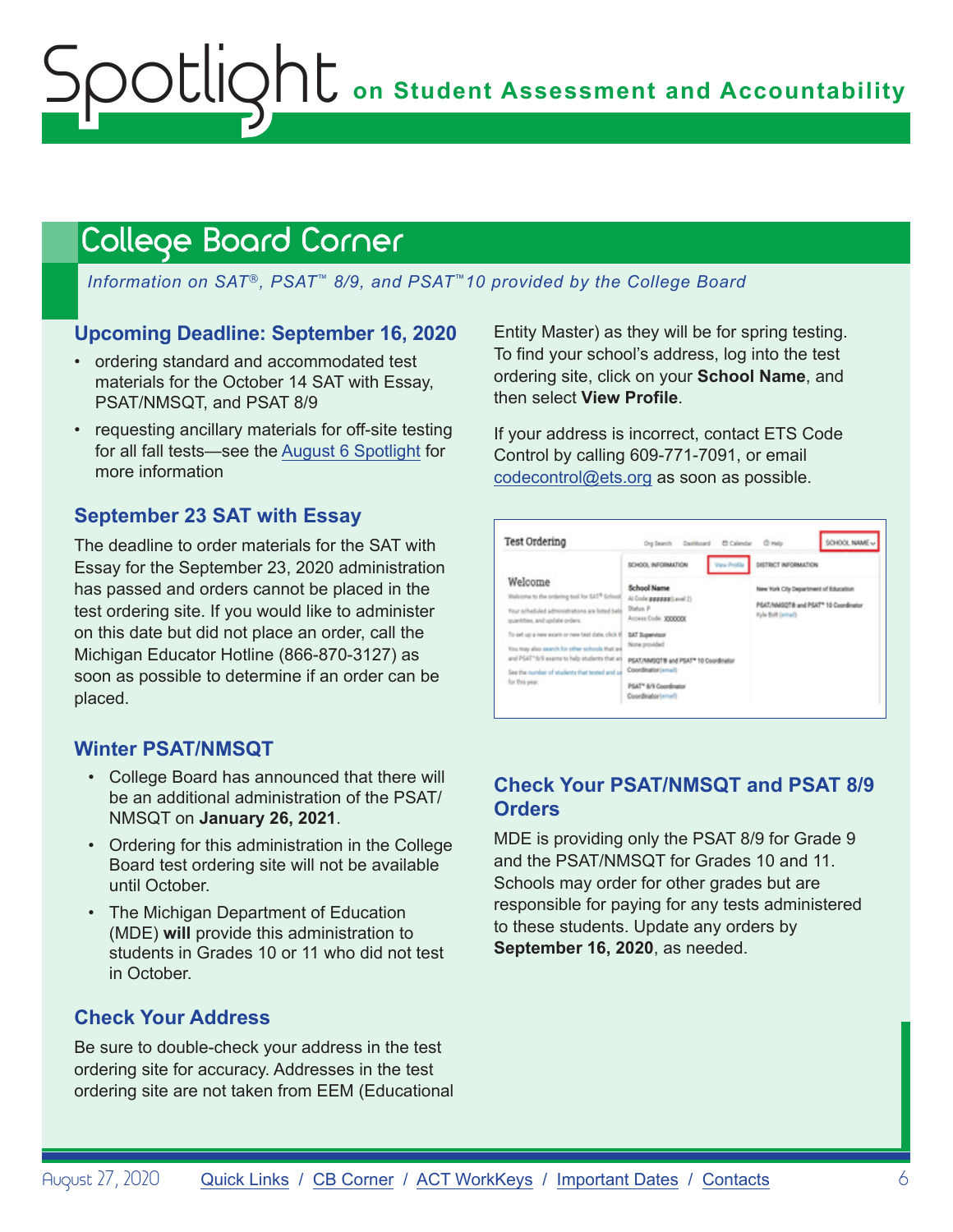# College Board Corner

*Information on SAT®, PSAT™ 8/9, and PSAT™10 provided by the College Board*

### Upcoming Deadline: September 16, 2020

- ordering standard and accommodated test materials for the October 14 SAT with Essay, PSAT/NMSQT, and PSAT 8/9
- requesting ancillary materials for off-site testing for all fall tests—see the August 6 Spotlight for more information

### September 23 SAT with Essay

The deadline to order materials for the SAT with Essay for the September 23, 2020 administration has passed and orders cannot be placed in the test ordering site. If you would like to administer on this date but did not place an order, call the Michigan Educator Hotline (866-870-3127) as soon as possible to determine if an order can be placed.

### Winter PSAT/NMSQT

- College Board has announced that there will be an additional administration of the PSAT/NMSQT on **January 26, 2021**.
- Ordering for this administration in the College Board test ordering site will not be available until October.
- The Michigan Department of Education (MDE) **will** provide this administration to students in Grades 10 or 11 who did not test in October.

### Check Your Address

Be sure to double-check your address in the test ordering site for accuracy. Addresses in the test ordering site are not taken from EEM (Educational Entity Master) as they will be for spring testing. To find your school's address, log into the test ordering site, click on your **School Name**, and then select **View Profile**.

If your address is incorrect, contact ETS Code Control by calling 609-771-7091, or email codecontrol@ets.org as soon as possible.

### Check Your PSAT/NMSQT and PSAT 8/9 Orders

MDE is providing only the PSAT 8/9 for Grade 9 and the PSAT/NMSQT for Grades 10 and 11. Schools may order for other grades but are responsible for paying for any tests administered to these students. Update any orders by **September 16, 2020**, as needed.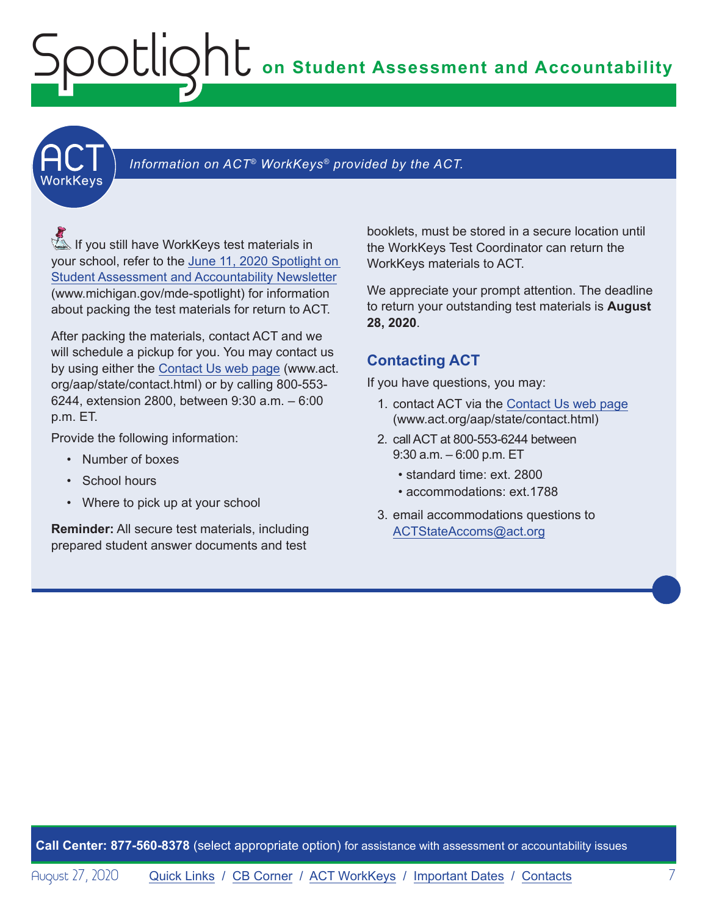## ACT WorkKeys

*Information on ACT® WorkKeys® provided by the ACT.*

If you still have WorkKeys test materials in your school, refer to the June 11, 2020 Spotlight on Student Assessment and Accountability Newsletter (www.michigan.gov/mde-spotlight) for information about packing the test materials for return to ACT.

After packing the materials, contact ACT and we will schedule a pickup for you. You may contact us by using either the Contact Us web page (www.act.org/aap/state/contact.html) or by calling 800-553-6244, extension 2800, between 9:30 a.m. – 6:00 p.m. ET.

Provide the following information:

- Number of boxes
- School hours
- Where to pick up at your school

**Reminder:** All secure test materials, including prepared student answer documents and test booklets, must be stored in a secure location until the WorkKeys Test Coordinator can return the WorkKeys materials to ACT.

We appreciate your prompt attention. The deadline to return your outstanding test materials is **August 28, 2020**.

### Contacting ACT

If you have questions, you may:

1. contact ACT via the Contact Us web page (www.act.org/aap/state/contact.html)
2. call ACT at 800-553-6244 between 9:30 a.m. – 6:00 p.m. ET
   - standard time: ext. 2800
   - accommodations: ext.1788
3. email accommodations questions to ACTStateAccoms@act.org

**Call Center: 877-560-8378** (select appropriate option) for assistance with assessment or accountability issues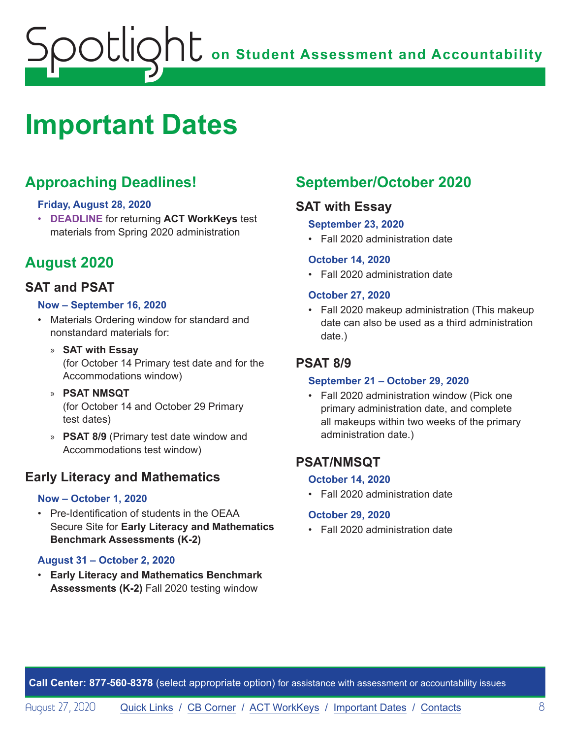# Important Dates

## Approaching Deadlines!

**Friday, August 28, 2020**

- **DEADLINE** for returning **ACT WorkKeys** test materials from Spring 2020 administration

## August 2020

### SAT and PSAT

**Now – September 16, 2020**

- Materials Ordering window for standard and nonstandard materials for:
  - **SAT with Essay** (for October 14 Primary test date and for the Accommodations window)
  - **PSAT NMSQT** (for October 14 and October 29 Primary test dates)
  - **PSAT 8/9** (Primary test date window and Accommodations test window)

### Early Literacy and Mathematics

**Now – October 1, 2020**

- Pre-Identification of students in the OEAA Secure Site for **Early Literacy and Mathematics Benchmark Assessments (K-2)**

**August 31 – October 2, 2020**

- **Early Literacy and Mathematics Benchmark Assessments (K-2)** Fall 2020 testing window

## September/October 2020

### SAT with Essay

**September 23, 2020**

- Fall 2020 administration date

**October 14, 2020**

- Fall 2020 administration date

**October 27, 2020**

- Fall 2020 makeup administration (This makeup date can also be used as a third administration date.)

### PSAT 8/9

**September 21 – October 29, 2020**

- Fall 2020 administration window (Pick one primary administration date, and complete all makeups within two weeks of the primary administration date.)

### PSAT/NMSQT

**October 14, 2020**

- Fall 2020 administration date

**October 29, 2020**

- Fall 2020 administration date

**Call Center: 877-560-8378** (select appropriate option) for assistance with assessment or accountability issues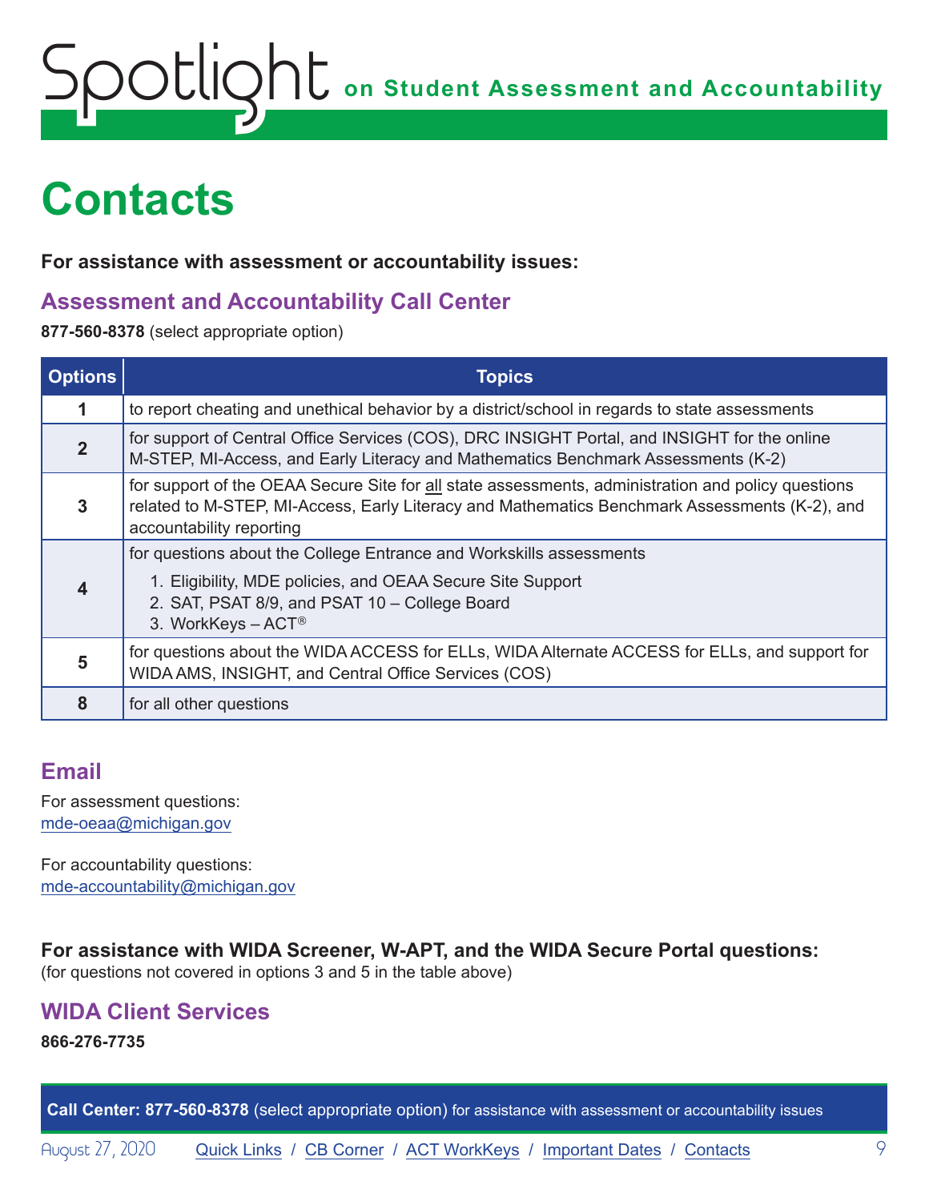# Contacts

**For assistance with assessment or accountability issues:**

## Assessment and Accountability Call Center

**877-560-8378** (select appropriate option)

| Options | Topics |
|---|---|
| **1** | to report cheating and unethical behavior by a district/school in regards to state assessments |
| **2** | for support of Central Office Services (COS), DRC INSIGHT Portal, and INSIGHT for the online M-STEP, MI-Access, and Early Literacy and Mathematics Benchmark Assessments (K-2) |
| **3** | for support of the OEAA Secure Site for all state assessments, administration and policy questions related to M-STEP, MI-Access, Early Literacy and Mathematics Benchmark Assessments (K-2), and accountability reporting |
| **4** | for questions about the College Entrance and Workskills assessments<br>1. Eligibility, MDE policies, and OEAA Secure Site Support<br>2. SAT, PSAT 8/9, and PSAT 10 – College Board<br>3. WorkKeys – ACT® |
| **5** | for questions about the WIDA ACCESS for ELLs, WIDA Alternate ACCESS for ELLs, and support for WIDA AMS, INSIGHT, and Central Office Services (COS) |
| **8** | for all other questions |

## Email

For assessment questions:
mde-oeaa@michigan.gov

For accountability questions:
mde-accountability@michigan.gov

**For assistance with WIDA Screener, W-APT, and the WIDA Secure Portal questions:**
(for questions not covered in options 3 and 5 in the table above)

## WIDA Client Services

**866-276-7735**

**Call Center: 877-560-8378** (select appropriate option) for assistance with assessment or accountability issues